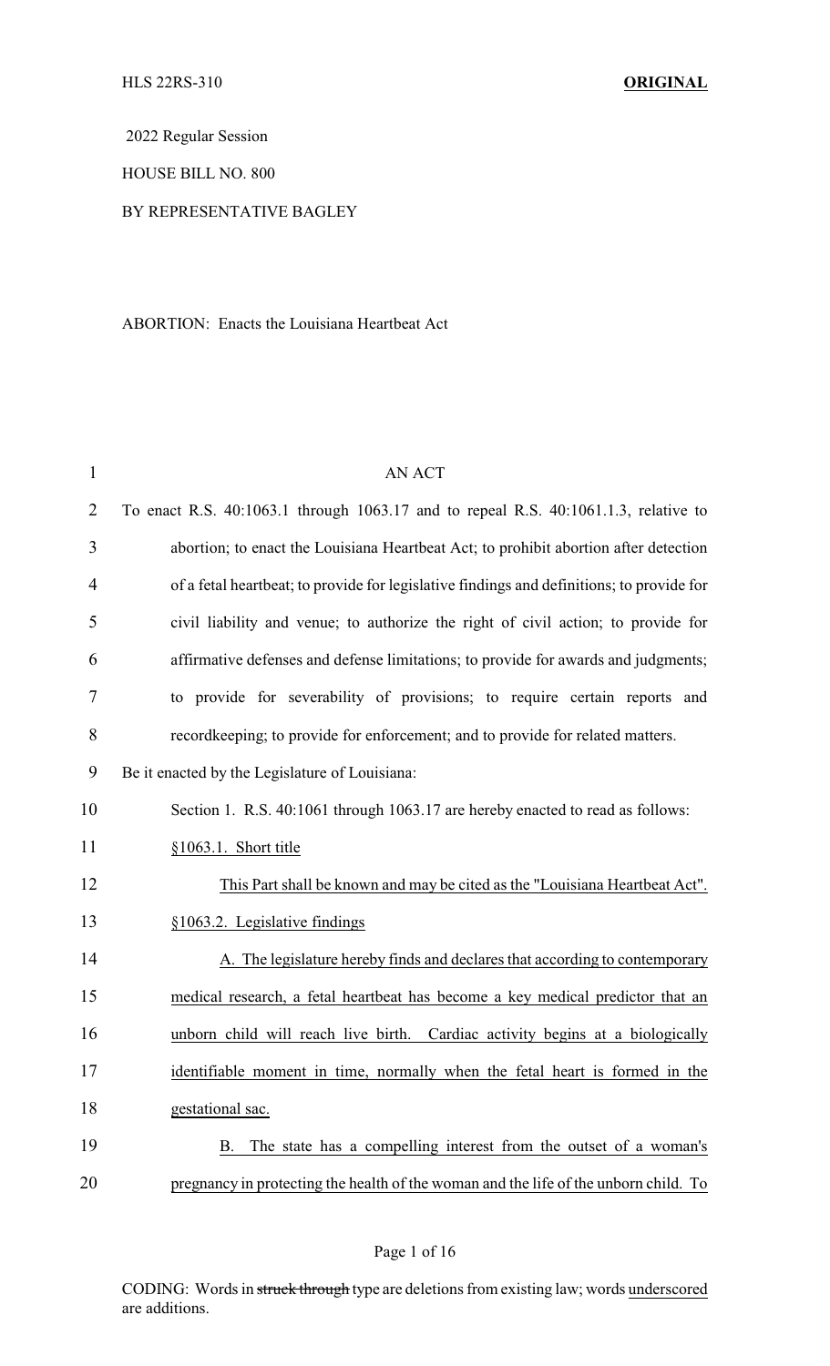HLS 22RS-310 **ORIGINAL**

2022 Regular Session

HOUSE BILL NO. 800

BY REPRESENTATIVE BAGLEY

ABORTION: Enacts the Louisiana Heartbeat Act

AN ACT

To enact R.S. 40:1063.1 through 1063.17 and to repeal R.S. 40:1061.1.3, relative to abortion; to enact the Louisiana Heartbeat Act; to prohibit abortion after detection of a fetal heartbeat; to provide for legislative findings and definitions; to provide for civil liability and venue; to authorize the right of civil action; to provide for affirmative defenses and defense limitations; to provide for awards and judgments; to provide for severability of provisions; to require certain reports and recordkeeping; to provide for enforcement; and to provide for related matters.

Be it enacted by the Legislature of Louisiana:

Section 1. R.S. 40:1061 through 1063.17 are hereby enacted to read as follows:

§1063.1. Short title

This Part shall be known and may be cited as the "Louisiana Heartbeat Act".

§1063.2. Legislative findings

A. The legislature hereby finds and declares that according to contemporary medical research, a fetal heartbeat has become a key medical predictor that an unborn child will reach live birth. Cardiac activity begins at a biologically identifiable moment in time, normally when the fetal heart is formed in the gestational sac.

B. The state has a compelling interest from the outset of a woman's pregnancy in protecting the health of the woman and the life of the unborn child. To

CODING: Words in ~~struck through~~ type are deletions from existing law; words underscored are additions.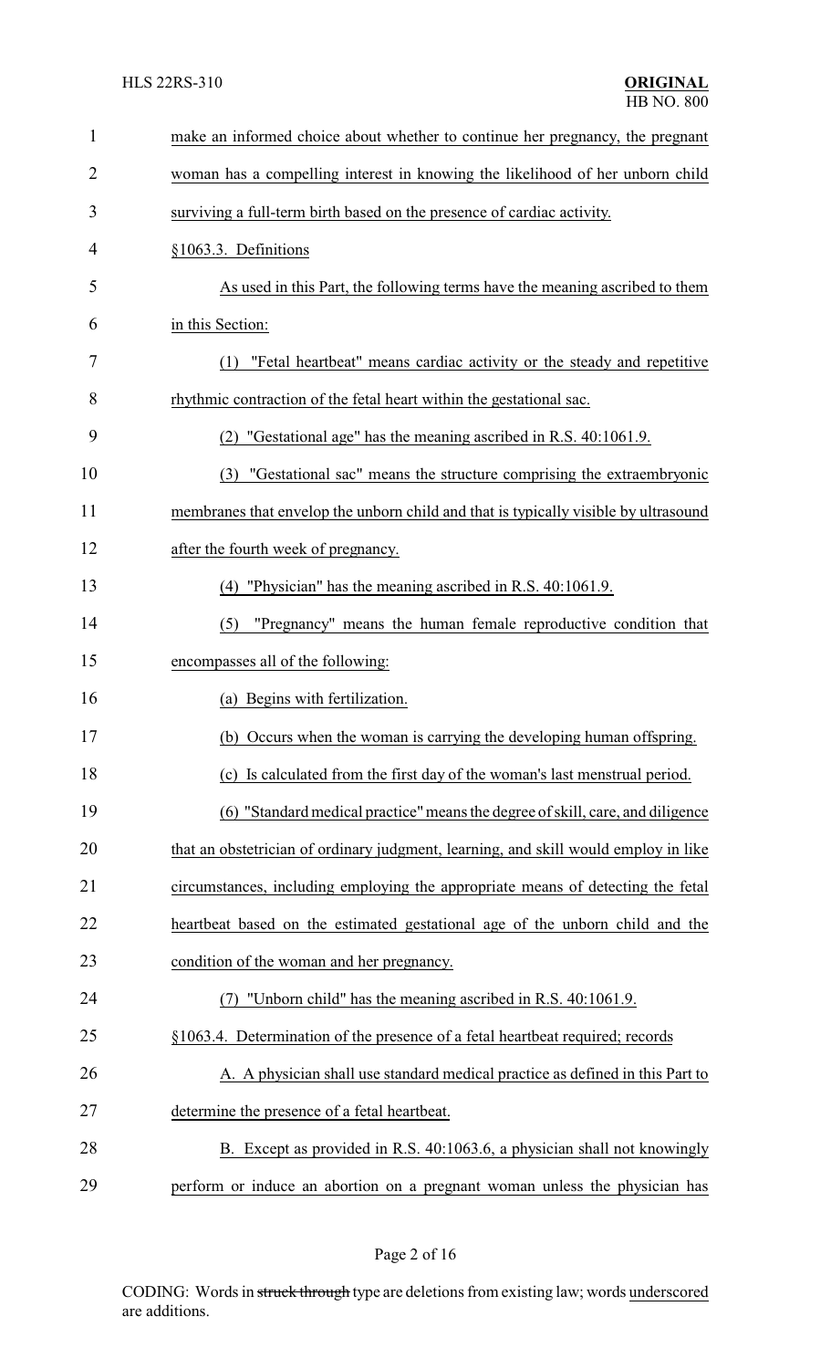make an informed choice about whether to continue her pregnancy, the pregnant woman has a compelling interest in knowing the likelihood of her unborn child surviving a full-term birth based on the presence of cardiac activity.

§1063.3. Definitions

As used in this Part, the following terms have the meaning ascribed to them in this Section:

(1) "Fetal heartbeat" means cardiac activity or the steady and repetitive rhythmic contraction of the fetal heart within the gestational sac.

(2) "Gestational age" has the meaning ascribed in R.S. 40:1061.9.

(3) "Gestational sac" means the structure comprising the extraembryonic membranes that envelop the unborn child and that is typically visible by ultrasound after the fourth week of pregnancy.

(4) "Physician" has the meaning ascribed in R.S. 40:1061.9.

(5) "Pregnancy" means the human female reproductive condition that encompasses all of the following:

(a) Begins with fertilization.

(b) Occurs when the woman is carrying the developing human offspring.

(c) Is calculated from the first day of the woman's last menstrual period.

(6) "Standard medical practice" means the degree of skill, care, and diligence that an obstetrician of ordinary judgment, learning, and skill would employ in like circumstances, including employing the appropriate means of detecting the fetal heartbeat based on the estimated gestational age of the unborn child and the condition of the woman and her pregnancy.

(7) "Unborn child" has the meaning ascribed in R.S. 40:1061.9.

§1063.4. Determination of the presence of a fetal heartbeat required; records

A. A physician shall use standard medical practice as defined in this Part to determine the presence of a fetal heartbeat.

B. Except as provided in R.S. 40:1063.6, a physician shall not knowingly perform or induce an abortion on a pregnant woman unless the physician has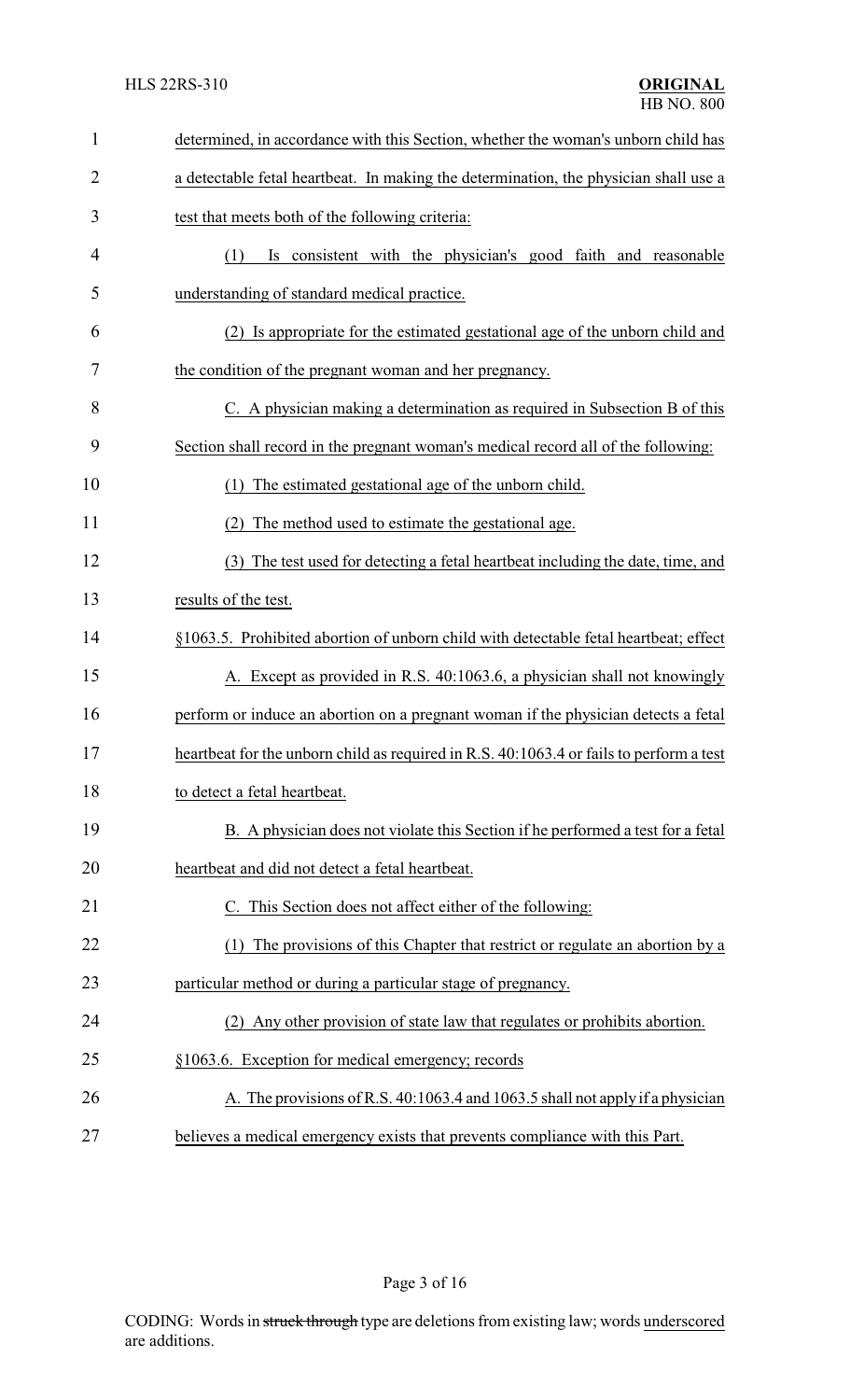determined, in accordance with this Section, whether the woman's unborn child has a detectable fetal heartbeat. In making the determination, the physician shall use a test that meets both of the following criteria:

(1) Is consistent with the physician's good faith and reasonable understanding of standard medical practice.

(2) Is appropriate for the estimated gestational age of the unborn child and the condition of the pregnant woman and her pregnancy.

C. A physician making a determination as required in Subsection B of this Section shall record in the pregnant woman's medical record all of the following:

(1) The estimated gestational age of the unborn child.

(2) The method used to estimate the gestational age.

(3) The test used for detecting a fetal heartbeat including the date, time, and results of the test.

§1063.5. Prohibited abortion of unborn child with detectable fetal heartbeat; effect

A. Except as provided in R.S. 40:1063.6, a physician shall not knowingly perform or induce an abortion on a pregnant woman if the physician detects a fetal heartbeat for the unborn child as required in R.S. 40:1063.4 or fails to perform a test to detect a fetal heartbeat.

B. A physician does not violate this Section if he performed a test for a fetal heartbeat and did not detect a fetal heartbeat.

C. This Section does not affect either of the following:

(1) The provisions of this Chapter that restrict or regulate an abortion by a particular method or during a particular stage of pregnancy.

(2) Any other provision of state law that regulates or prohibits abortion.

§1063.6. Exception for medical emergency; records

A. The provisions of R.S. 40:1063.4 and 1063.5 shall not apply if a physician believes a medical emergency exists that prevents compliance with this Part.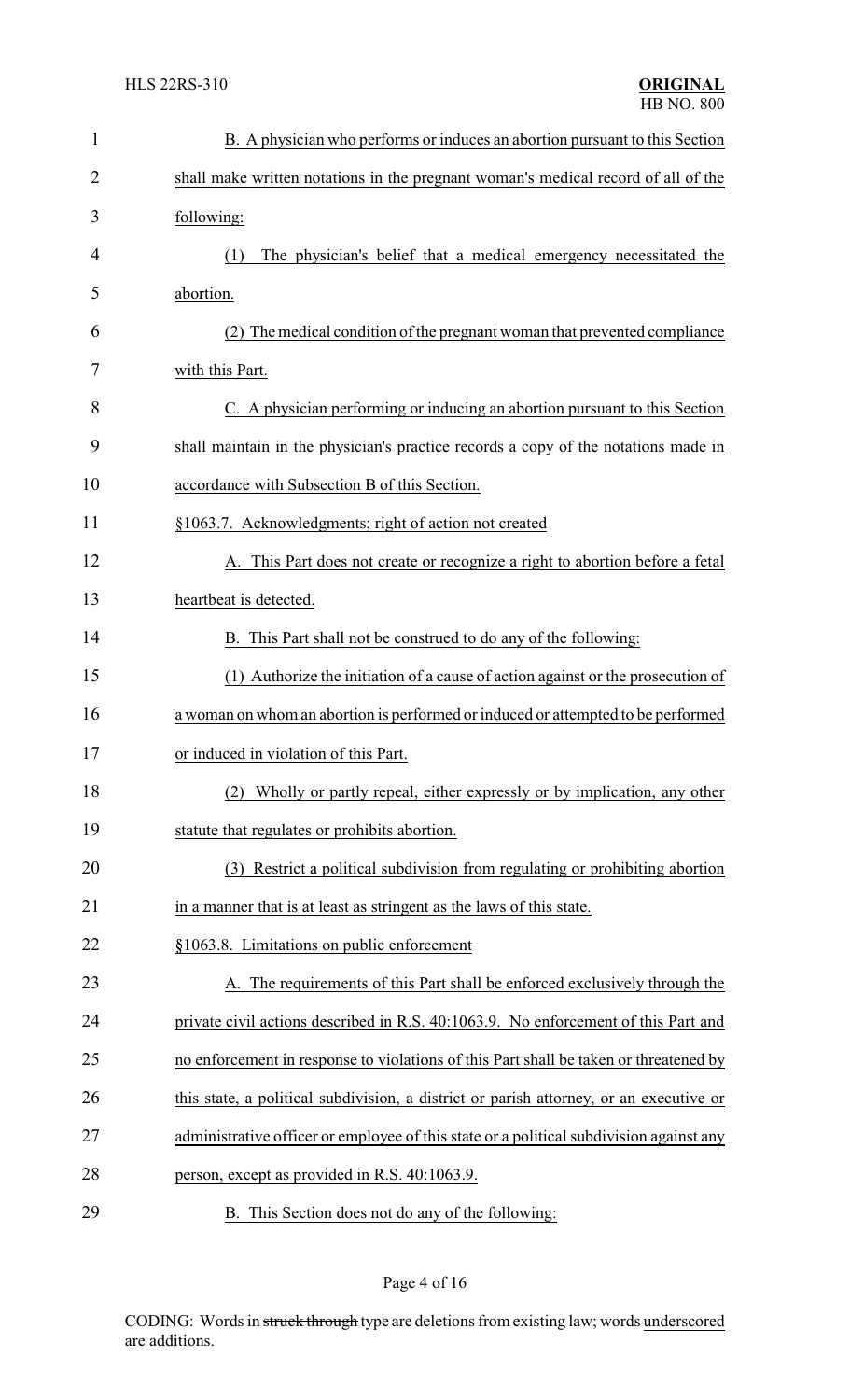B. A physician who performs or induces an abortion pursuant to this Section shall make written notations in the pregnant woman's medical record of all of the following:

(1) The physician's belief that a medical emergency necessitated the abortion.

(2) The medical condition of the pregnant woman that prevented compliance with this Part.

C. A physician performing or inducing an abortion pursuant to this Section shall maintain in the physician's practice records a copy of the notations made in accordance with Subsection B of this Section.

§1063.7. Acknowledgments; right of action not created

A. This Part does not create or recognize a right to abortion before a fetal heartbeat is detected.

B. This Part shall not be construed to do any of the following:

(1) Authorize the initiation of a cause of action against or the prosecution of a woman on whom an abortion is performed or induced or attempted to be performed or induced in violation of this Part.

(2) Wholly or partly repeal, either expressly or by implication, any other statute that regulates or prohibits abortion.

(3) Restrict a political subdivision from regulating or prohibiting abortion in a manner that is at least as stringent as the laws of this state.

§1063.8. Limitations on public enforcement

A. The requirements of this Part shall be enforced exclusively through the private civil actions described in R.S. 40:1063.9. No enforcement of this Part and no enforcement in response to violations of this Part shall be taken or threatened by this state, a political subdivision, a district or parish attorney, or an executive or administrative officer or employee of this state or a political subdivision against any person, except as provided in R.S. 40:1063.9.

B. This Section does not do any of the following: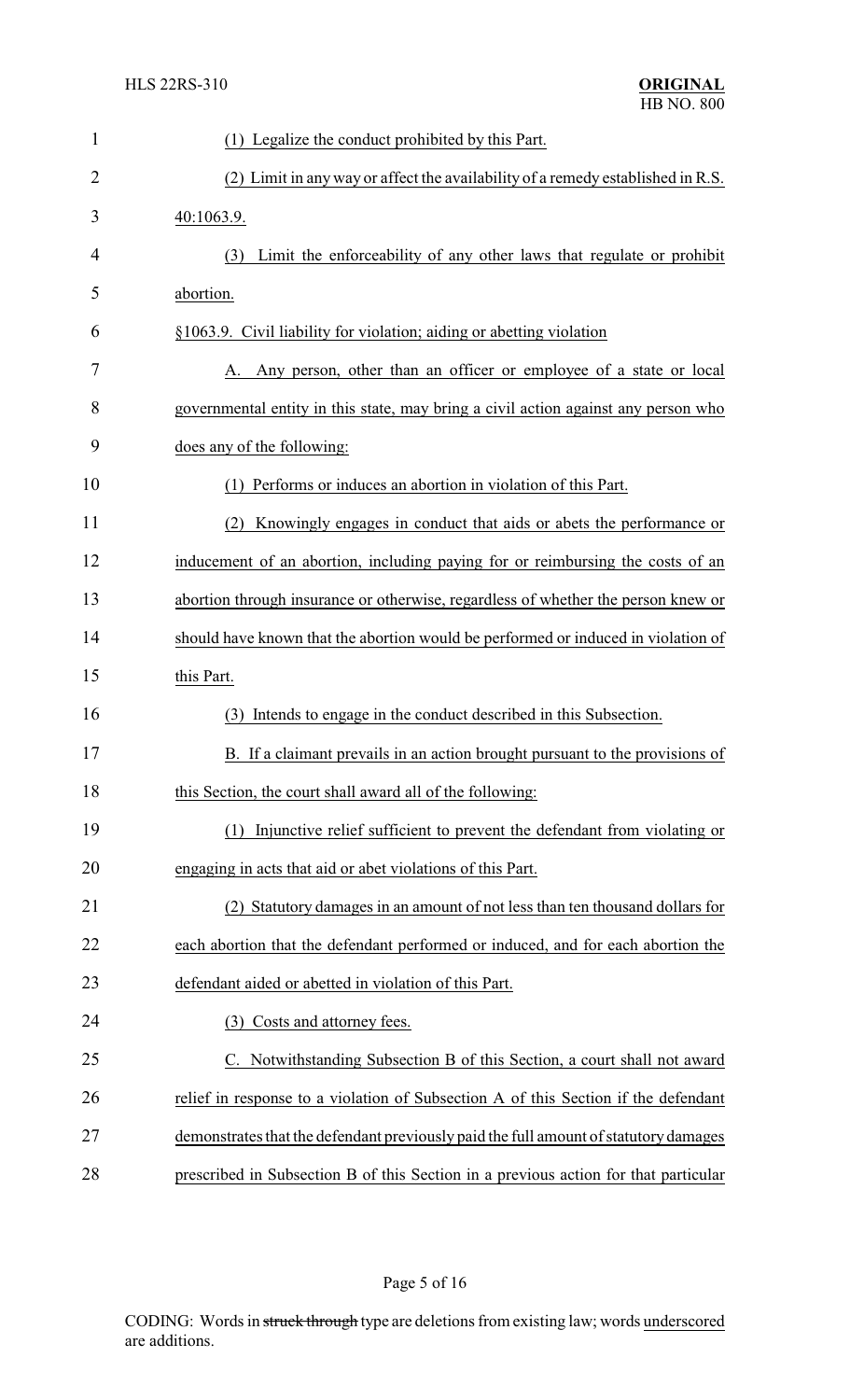(1) Legalize the conduct prohibited by this Part.

(2) Limit in any way or affect the availability of a remedy established in R.S. 40:1063.9.

(3) Limit the enforceability of any other laws that regulate or prohibit abortion.

§1063.9. Civil liability for violation; aiding or abetting violation

A. Any person, other than an officer or employee of a state or local governmental entity in this state, may bring a civil action against any person who does any of the following:

(1) Performs or induces an abortion in violation of this Part.

(2) Knowingly engages in conduct that aids or abets the performance or inducement of an abortion, including paying for or reimbursing the costs of an abortion through insurance or otherwise, regardless of whether the person knew or should have known that the abortion would be performed or induced in violation of this Part.

(3) Intends to engage in the conduct described in this Subsection.

B. If a claimant prevails in an action brought pursuant to the provisions of this Section, the court shall award all of the following:

(1) Injunctive relief sufficient to prevent the defendant from violating or engaging in acts that aid or abet violations of this Part.

(2) Statutory damages in an amount of not less than ten thousand dollars for each abortion that the defendant performed or induced, and for each abortion the defendant aided or abetted in violation of this Part.

(3) Costs and attorney fees.

C. Notwithstanding Subsection B of this Section, a court shall not award relief in response to a violation of Subsection A of this Section if the defendant demonstrates that the defendant previously paid the full amount of statutory damages prescribed in Subsection B of this Section in a previous action for that particular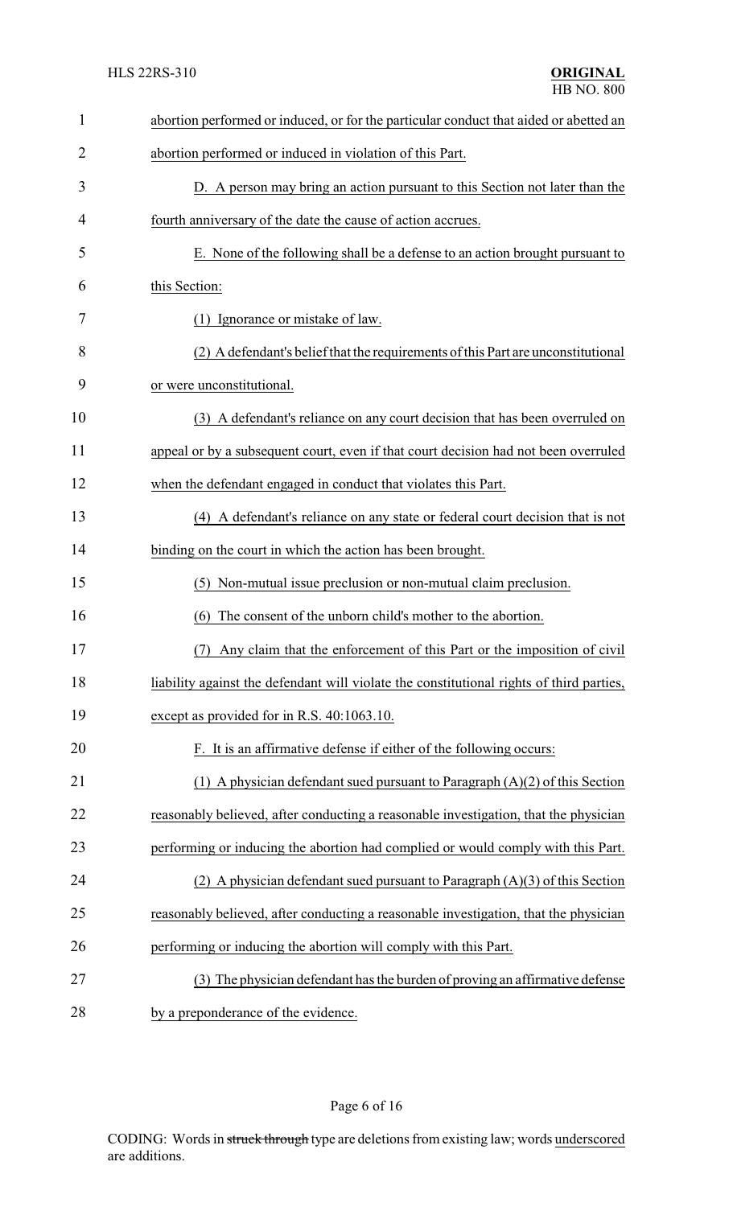abortion performed or induced, or for the particular conduct that aided or abetted an abortion performed or induced in violation of this Part.

D. A person may bring an action pursuant to this Section not later than the fourth anniversary of the date the cause of action accrues.

E. None of the following shall be a defense to an action brought pursuant to this Section:

(1) Ignorance or mistake of law.

(2) A defendant's belief that the requirements of this Part are unconstitutional or were unconstitutional.

(3) A defendant's reliance on any court decision that has been overruled on appeal or by a subsequent court, even if that court decision had not been overruled when the defendant engaged in conduct that violates this Part.

(4) A defendant's reliance on any state or federal court decision that is not binding on the court in which the action has been brought.

(5) Non-mutual issue preclusion or non-mutual claim preclusion.

(6) The consent of the unborn child's mother to the abortion.

(7) Any claim that the enforcement of this Part or the imposition of civil liability against the defendant will violate the constitutional rights of third parties, except as provided for in R.S. 40:1063.10.

F. It is an affirmative defense if either of the following occurs:

(1) A physician defendant sued pursuant to Paragraph (A)(2) of this Section reasonably believed, after conducting a reasonable investigation, that the physician performing or inducing the abortion had complied or would comply with this Part.

(2) A physician defendant sued pursuant to Paragraph (A)(3) of this Section reasonably believed, after conducting a reasonable investigation, that the physician performing or inducing the abortion will comply with this Part.

(3) The physician defendant has the burden of proving an affirmative defense by a preponderance of the evidence.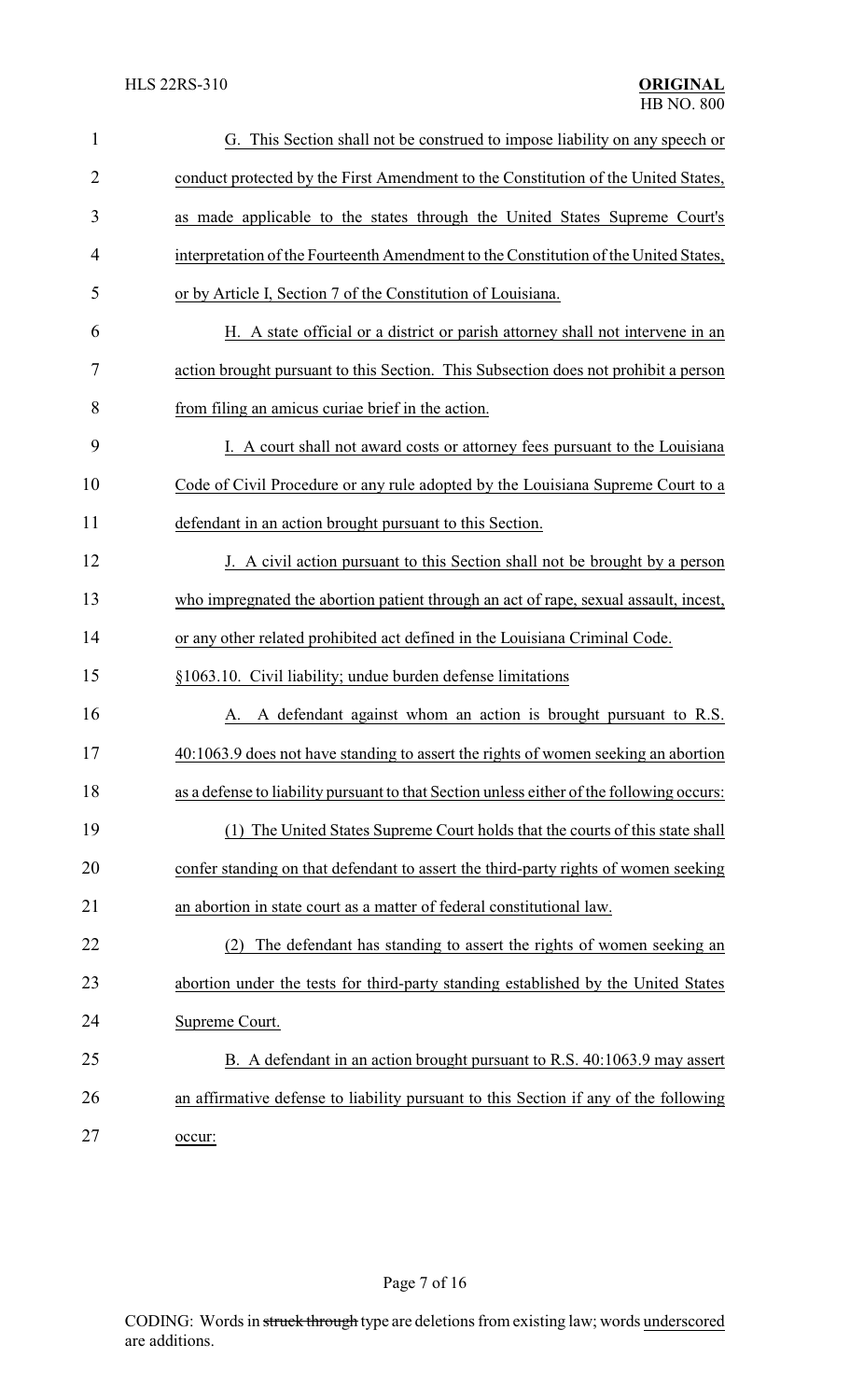G. This Section shall not be construed to impose liability on any speech or conduct protected by the First Amendment to the Constitution of the United States, as made applicable to the states through the United States Supreme Court's interpretation of the Fourteenth Amendment to the Constitution of the United States, or by Article I, Section 7 of the Constitution of Louisiana.

H. A state official or a district or parish attorney shall not intervene in an action brought pursuant to this Section. This Subsection does not prohibit a person from filing an amicus curiae brief in the action.

I. A court shall not award costs or attorney fees pursuant to the Louisiana Code of Civil Procedure or any rule adopted by the Louisiana Supreme Court to a defendant in an action brought pursuant to this Section.

J. A civil action pursuant to this Section shall not be brought by a person who impregnated the abortion patient through an act of rape, sexual assault, incest, or any other related prohibited act defined in the Louisiana Criminal Code.

§1063.10. Civil liability; undue burden defense limitations

A. A defendant against whom an action is brought pursuant to R.S. 40:1063.9 does not have standing to assert the rights of women seeking an abortion as a defense to liability pursuant to that Section unless either of the following occurs:

(1) The United States Supreme Court holds that the courts of this state shall confer standing on that defendant to assert the third-party rights of women seeking an abortion in state court as a matter of federal constitutional law.

(2) The defendant has standing to assert the rights of women seeking an abortion under the tests for third-party standing established by the United States Supreme Court.

B. A defendant in an action brought pursuant to R.S. 40:1063.9 may assert an affirmative defense to liability pursuant to this Section if any of the following occur: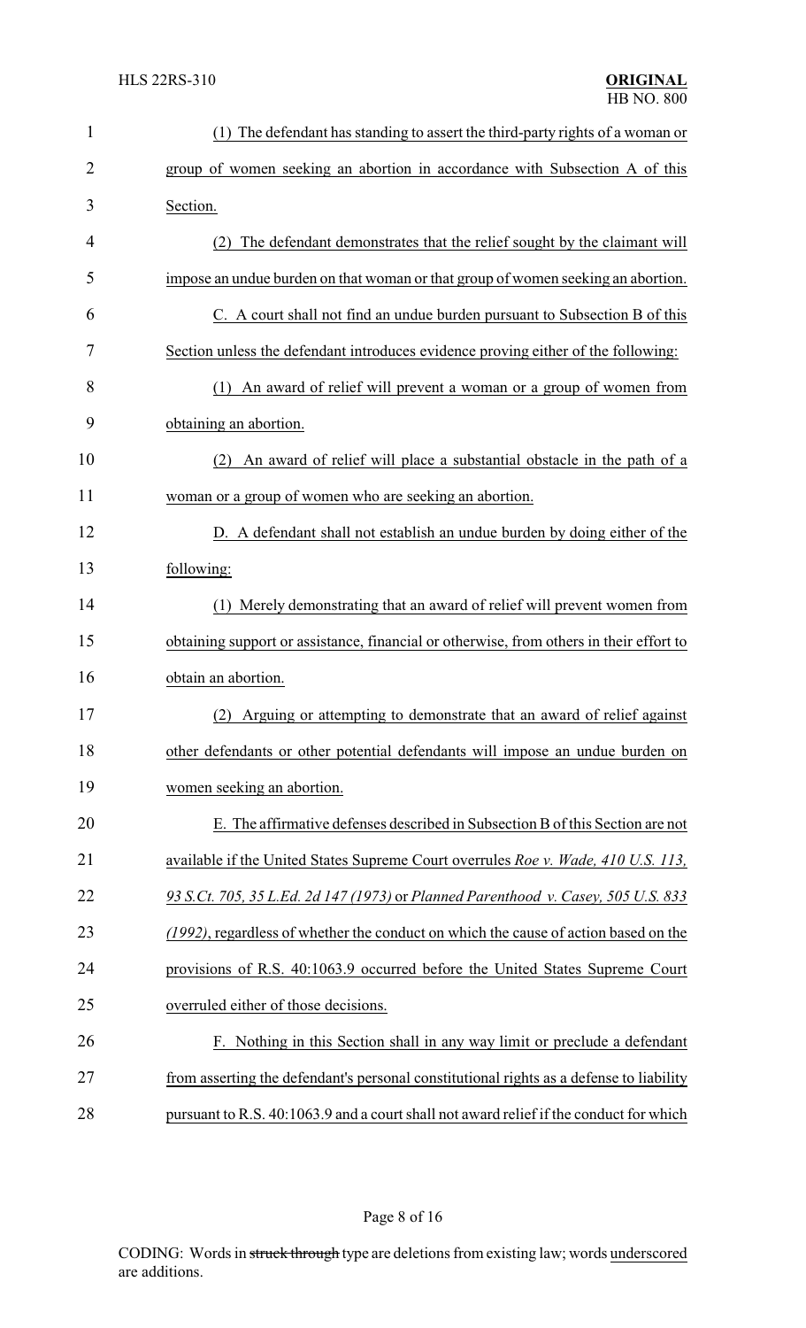(1) The defendant has standing to assert the third-party rights of a woman or group of women seeking an abortion in accordance with Subsection A of this Section.

(2) The defendant demonstrates that the relief sought by the claimant will impose an undue burden on that woman or that group of women seeking an abortion.

C. A court shall not find an undue burden pursuant to Subsection B of this Section unless the defendant introduces evidence proving either of the following:

(1) An award of relief will prevent a woman or a group of women from obtaining an abortion.

(2) An award of relief will place a substantial obstacle in the path of a woman or a group of women who are seeking an abortion.

D. A defendant shall not establish an undue burden by doing either of the following:

(1) Merely demonstrating that an award of relief will prevent women from obtaining support or assistance, financial or otherwise, from others in their effort to obtain an abortion.

(2) Arguing or attempting to demonstrate that an award of relief against other defendants or other potential defendants will impose an undue burden on women seeking an abortion.

E. The affirmative defenses described in Subsection B of this Section are not available if the United States Supreme Court overrules *Roe v. Wade, 410 U.S. 113, 93 S.Ct. 705, 35 L.Ed. 2d 147 (1973)* or *Planned Parenthood v. Casey, 505 U.S. 833 (1992)*, regardless of whether the conduct on which the cause of action based on the provisions of R.S. 40:1063.9 occurred before the United States Supreme Court overruled either of those decisions.

F. Nothing in this Section shall in any way limit or preclude a defendant from asserting the defendant's personal constitutional rights as a defense to liability pursuant to R.S. 40:1063.9 and a court shall not award relief if the conduct for which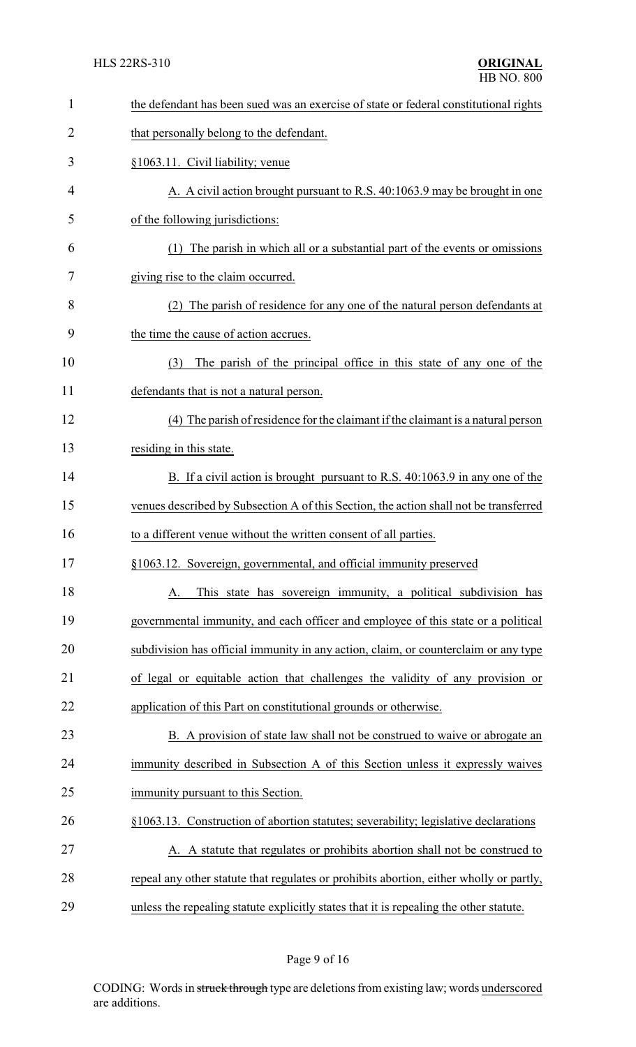the defendant has been sued was an exercise of state or federal constitutional rights that personally belong to the defendant.

§1063.11. Civil liability; venue

A. A civil action brought pursuant to R.S. 40:1063.9 may be brought in one of the following jurisdictions:

(1) The parish in which all or a substantial part of the events or omissions giving rise to the claim occurred.

(2) The parish of residence for any one of the natural person defendants at the time the cause of action accrues.

(3) The parish of the principal office in this state of any one of the defendants that is not a natural person.

(4) The parish of residence for the claimant if the claimant is a natural person residing in this state.

B. If a civil action is brought pursuant to R.S. 40:1063.9 in any one of the venues described by Subsection A of this Section, the action shall not be transferred to a different venue without the written consent of all parties.

§1063.12. Sovereign, governmental, and official immunity preserved

A. This state has sovereign immunity, a political subdivision has governmental immunity, and each officer and employee of this state or a political subdivision has official immunity in any action, claim, or counterclaim or any type of legal or equitable action that challenges the validity of any provision or application of this Part on constitutional grounds or otherwise.

B. A provision of state law shall not be construed to waive or abrogate an immunity described in Subsection A of this Section unless it expressly waives immunity pursuant to this Section.

§1063.13. Construction of abortion statutes; severability; legislative declarations

A. A statute that regulates or prohibits abortion shall not be construed to repeal any other statute that regulates or prohibits abortion, either wholly or partly, unless the repealing statute explicitly states that it is repealing the other statute.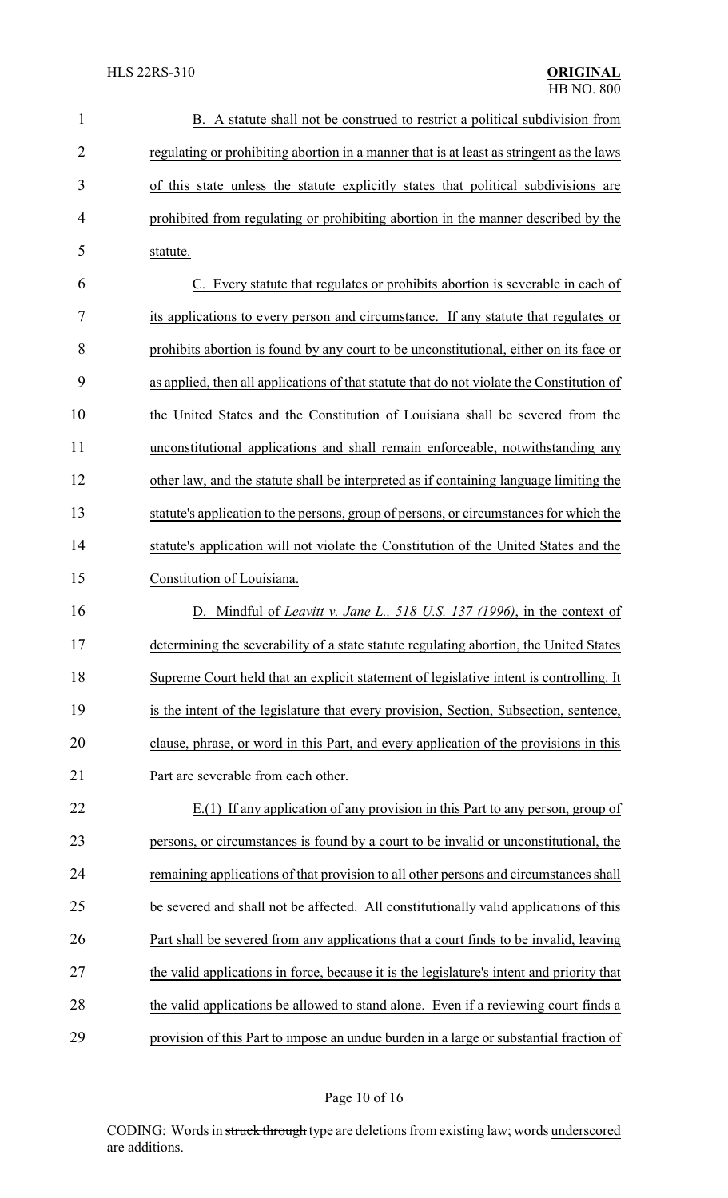B. A statute shall not be construed to restrict a political subdivision from regulating or prohibiting abortion in a manner that is at least as stringent as the laws of this state unless the statute explicitly states that political subdivisions are prohibited from regulating or prohibiting abortion in the manner described by the statute.

C. Every statute that regulates or prohibits abortion is severable in each of its applications to every person and circumstance. If any statute that regulates or prohibits abortion is found by any court to be unconstitutional, either on its face or as applied, then all applications of that statute that do not violate the Constitution of the United States and the Constitution of Louisiana shall be severed from the unconstitutional applications and shall remain enforceable, notwithstanding any other law, and the statute shall be interpreted as if containing language limiting the statute's application to the persons, group of persons, or circumstances for which the statute's application will not violate the Constitution of the United States and the Constitution of Louisiana.

D. Mindful of *Leavitt v. Jane L., 518 U.S. 137 (1996)*, in the context of determining the severability of a state statute regulating abortion, the United States Supreme Court held that an explicit statement of legislative intent is controlling. It is the intent of the legislature that every provision, Section, Subsection, sentence, clause, phrase, or word in this Part, and every application of the provisions in this Part are severable from each other.

E.(1) If any application of any provision in this Part to any person, group of persons, or circumstances is found by a court to be invalid or unconstitutional, the remaining applications of that provision to all other persons and circumstances shall be severed and shall not be affected. All constitutionally valid applications of this Part shall be severed from any applications that a court finds to be invalid, leaving the valid applications in force, because it is the legislature's intent and priority that the valid applications be allowed to stand alone. Even if a reviewing court finds a provision of this Part to impose an undue burden in a large or substantial fraction of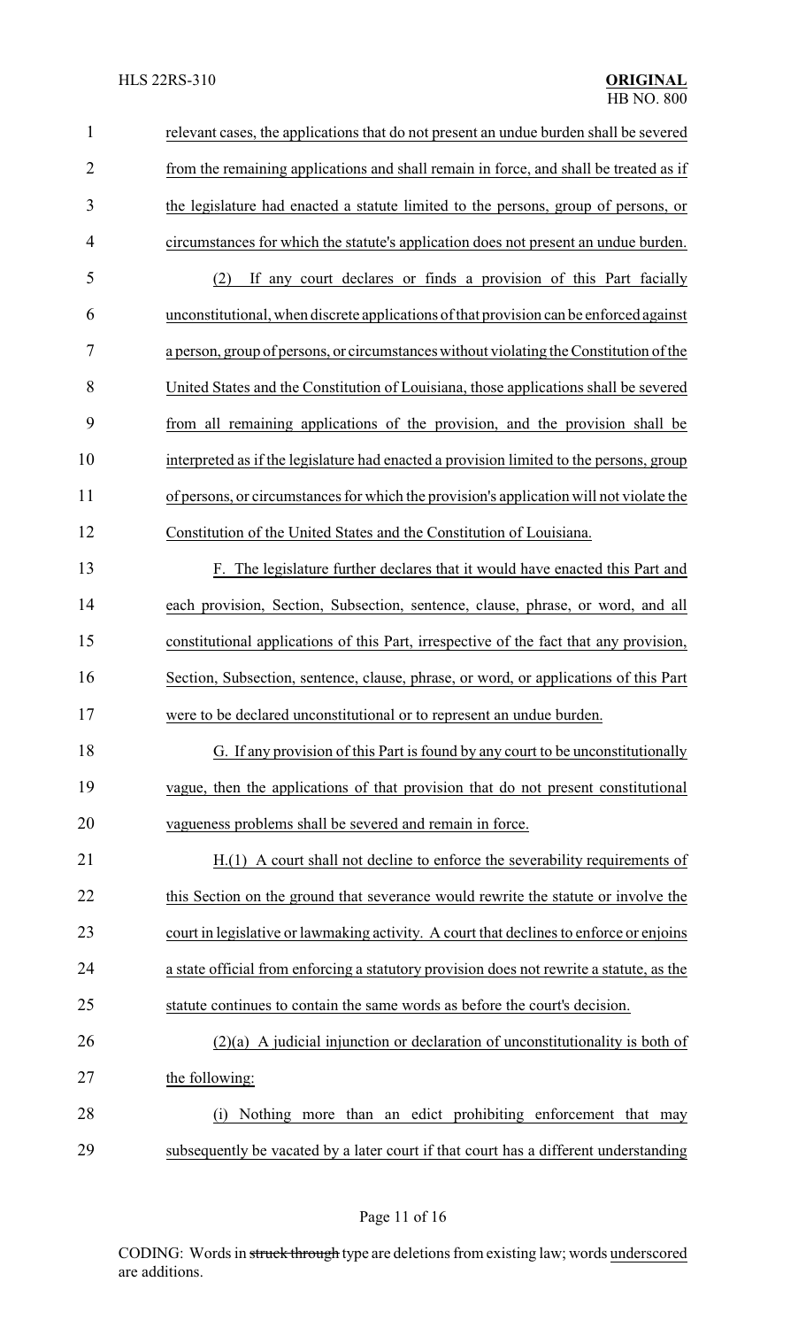relevant cases, the applications that do not present an undue burden shall be severed from the remaining applications and shall remain in force, and shall be treated as if the legislature had enacted a statute limited to the persons, group of persons, or circumstances for which the statute's application does not present an undue burden.

(2) If any court declares or finds a provision of this Part facially unconstitutional, when discrete applications of that provision can be enforced against a person, group of persons, or circumstances without violating the Constitution of the United States and the Constitution of Louisiana, those applications shall be severed from all remaining applications of the provision, and the provision shall be interpreted as if the legislature had enacted a provision limited to the persons, group of persons, or circumstances for which the provision's application will not violate the Constitution of the United States and the Constitution of Louisiana.

F. The legislature further declares that it would have enacted this Part and each provision, Section, Subsection, sentence, clause, phrase, or word, and all constitutional applications of this Part, irrespective of the fact that any provision, Section, Subsection, sentence, clause, phrase, or word, or applications of this Part were to be declared unconstitutional or to represent an undue burden.

G. If any provision of this Part is found by any court to be unconstitutionally vague, then the applications of that provision that do not present constitutional vagueness problems shall be severed and remain in force.

H.(1) A court shall not decline to enforce the severability requirements of this Section on the ground that severance would rewrite the statute or involve the court in legislative or lawmaking activity. A court that declines to enforce or enjoins a state official from enforcing a statutory provision does not rewrite a statute, as the statute continues to contain the same words as before the court's decision.

(2)(a) A judicial injunction or declaration of unconstitutionality is both of the following:

(i) Nothing more than an edict prohibiting enforcement that may subsequently be vacated by a later court if that court has a different understanding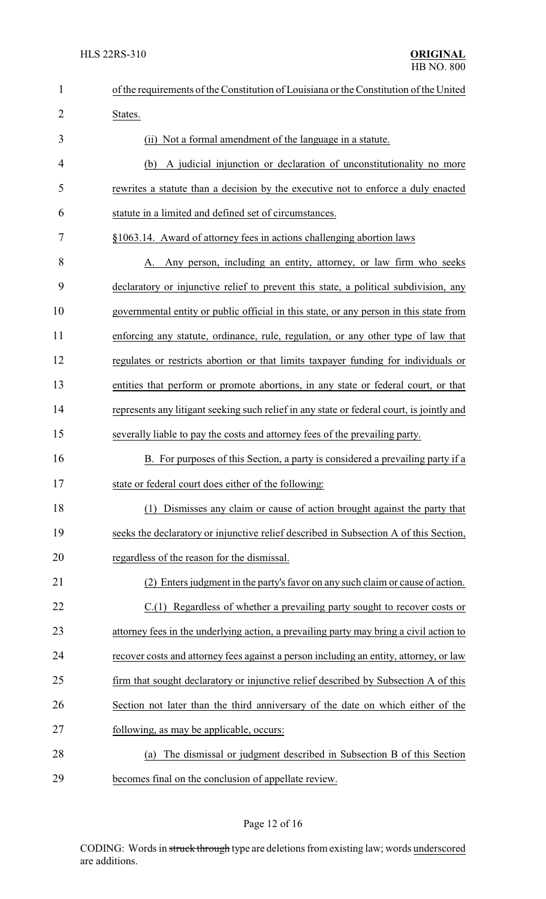of the requirements of the Constitution of Louisiana or the Constitution of the United States.

(ii) Not a formal amendment of the language in a statute.

(b) A judicial injunction or declaration of unconstitutionality no more rewrites a statute than a decision by the executive not to enforce a duly enacted statute in a limited and defined set of circumstances.

§1063.14. Award of attorney fees in actions challenging abortion laws

A. Any person, including an entity, attorney, or law firm who seeks declaratory or injunctive relief to prevent this state, a political subdivision, any governmental entity or public official in this state, or any person in this state from enforcing any statute, ordinance, rule, regulation, or any other type of law that regulates or restricts abortion or that limits taxpayer funding for individuals or entities that perform or promote abortions, in any state or federal court, or that represents any litigant seeking such relief in any state or federal court, is jointly and severally liable to pay the costs and attorney fees of the prevailing party.

B. For purposes of this Section, a party is considered a prevailing party if a state or federal court does either of the following:

(1) Dismisses any claim or cause of action brought against the party that seeks the declaratory or injunctive relief described in Subsection A of this Section, regardless of the reason for the dismissal.

(2) Enters judgment in the party's favor on any such claim or cause of action.

C.(1) Regardless of whether a prevailing party sought to recover costs or attorney fees in the underlying action, a prevailing party may bring a civil action to recover costs and attorney fees against a person including an entity, attorney, or law firm that sought declaratory or injunctive relief described by Subsection A of this Section not later than the third anniversary of the date on which either of the following, as may be applicable, occurs:

(a) The dismissal or judgment described in Subsection B of this Section becomes final on the conclusion of appellate review.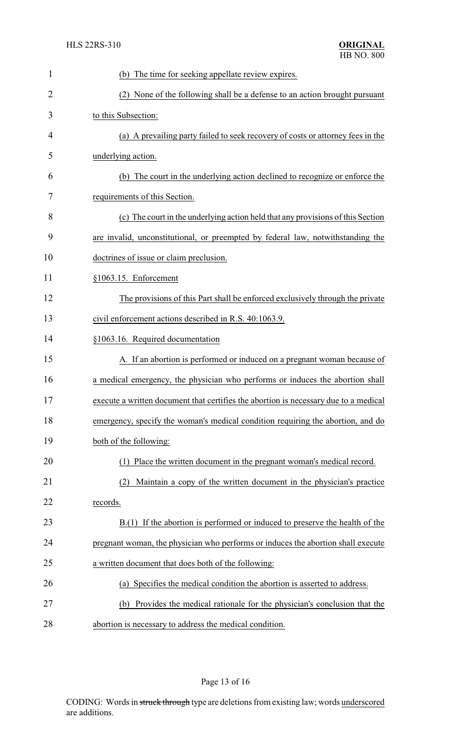(b) The time for seeking appellate review expires.

(2) None of the following shall be a defense to an action brought pursuant to this Subsection:

(a) A prevailing party failed to seek recovery of costs or attorney fees in the underlying action.

(b) The court in the underlying action declined to recognize or enforce the requirements of this Section.

(c) The court in the underlying action held that any provisions of this Section are invalid, unconstitutional, or preempted by federal law, notwithstanding the doctrines of issue or claim preclusion.

§1063.15. Enforcement

The provisions of this Part shall be enforced exclusively through the private civil enforcement actions described in R.S. 40:1063.9.

§1063.16. Required documentation

A. If an abortion is performed or induced on a pregnant woman because of a medical emergency, the physician who performs or induces the abortion shall execute a written document that certifies the abortion is necessary due to a medical emergency, specify the woman's medical condition requiring the abortion, and do both of the following:

(1) Place the written document in the pregnant woman's medical record.

(2) Maintain a copy of the written document in the physician's practice records.

B.(1) If the abortion is performed or induced to preserve the health of the pregnant woman, the physician who performs or induces the abortion shall execute a written document that does both of the following:

(a) Specifies the medical condition the abortion is asserted to address.

(b) Provides the medical rationale for the physician's conclusion that the abortion is necessary to address the medical condition.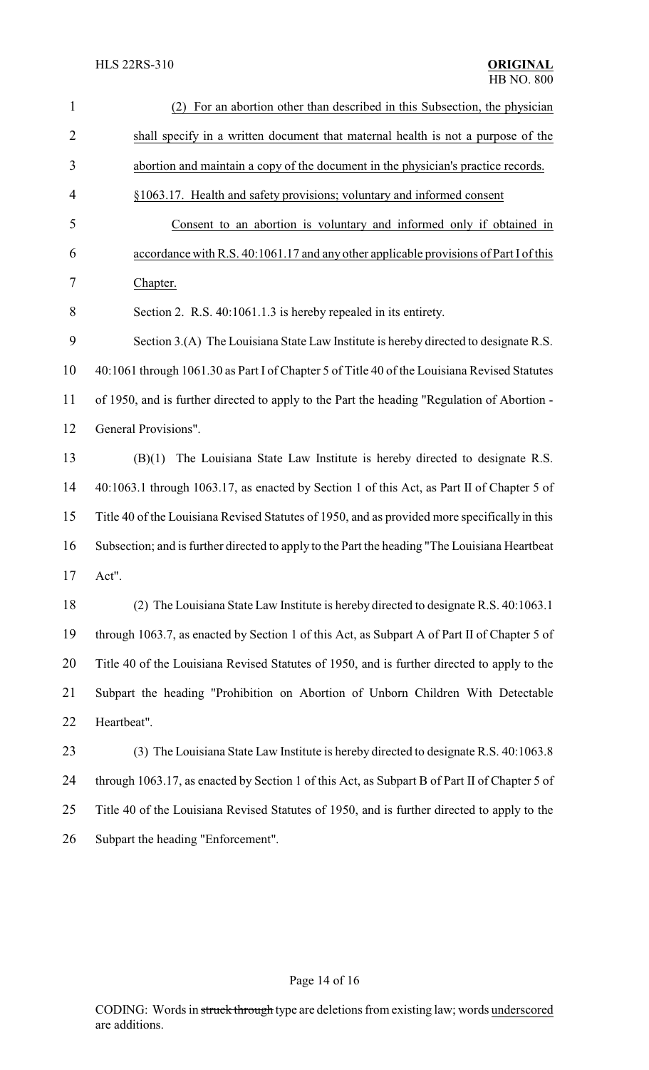(2) For an abortion other than described in this Subsection, the physician shall specify in a written document that maternal health is not a purpose of the abortion and maintain a copy of the document in the physician's practice records.

§1063.17. Health and safety provisions; voluntary and informed consent

Consent to an abortion is voluntary and informed only if obtained in accordance with R.S. 40:1061.17 and any other applicable provisions of Part I of this Chapter.

Section 2. R.S. 40:1061.1.3 is hereby repealed in its entirety.

Section 3.(A) The Louisiana State Law Institute is hereby directed to designate R.S. 40:1061 through 1061.30 as Part I of Chapter 5 of Title 40 of the Louisiana Revised Statutes of 1950, and is further directed to apply to the Part the heading "Regulation of Abortion - General Provisions".

(B)(1) The Louisiana State Law Institute is hereby directed to designate R.S. 40:1063.1 through 1063.17, as enacted by Section 1 of this Act, as Part II of Chapter 5 of Title 40 of the Louisiana Revised Statutes of 1950, and as provided more specifically in this Subsection; and is further directed to apply to the Part the heading "The Louisiana Heartbeat Act".

(2) The Louisiana State Law Institute is hereby directed to designate R.S. 40:1063.1 through 1063.7, as enacted by Section 1 of this Act, as Subpart A of Part II of Chapter 5 of Title 40 of the Louisiana Revised Statutes of 1950, and is further directed to apply to the Subpart the heading "Prohibition on Abortion of Unborn Children With Detectable Heartbeat".

(3) The Louisiana State Law Institute is hereby directed to designate R.S. 40:1063.8 through 1063.17, as enacted by Section 1 of this Act, as Subpart B of Part II of Chapter 5 of Title 40 of the Louisiana Revised Statutes of 1950, and is further directed to apply to the Subpart the heading "Enforcement".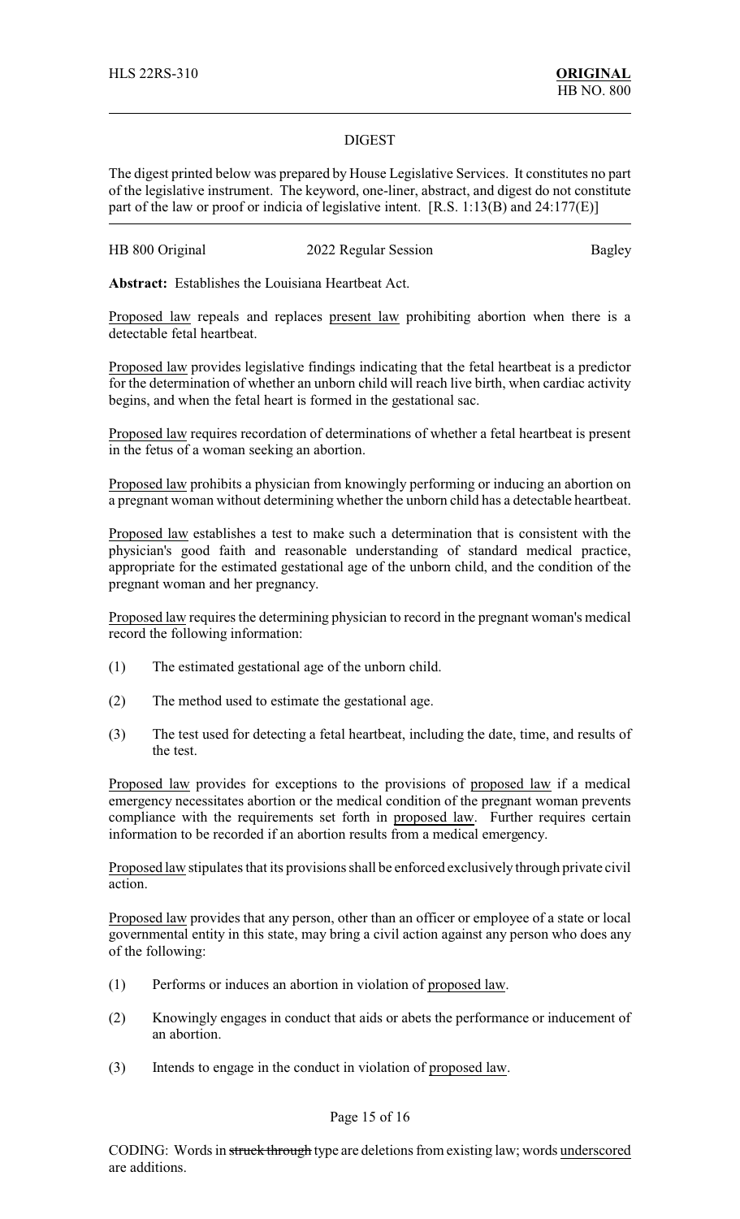HLS 22RS-310 **ORIGINAL**
HB NO. 800

## DIGEST

The digest printed below was prepared by House Legislative Services. It constitutes no part of the legislative instrument. The keyword, one-liner, abstract, and digest do not constitute part of the law or proof or indicia of legislative intent. [R.S. 1:13(B) and 24:177(E)]

HB 800 Original 2022 Regular Session Bagley

**Abstract:** Establishes the Louisiana Heartbeat Act.

Proposed law repeals and replaces present law prohibiting abortion when there is a detectable fetal heartbeat.

Proposed law provides legislative findings indicating that the fetal heartbeat is a predictor for the determination of whether an unborn child will reach live birth, when cardiac activity begins, and when the fetal heart is formed in the gestational sac.

Proposed law requires recordation of determinations of whether a fetal heartbeat is present in the fetus of a woman seeking an abortion.

Proposed law prohibits a physician from knowingly performing or inducing an abortion on a pregnant woman without determining whether the unborn child has a detectable heartbeat.

Proposed law establishes a test to make such a determination that is consistent with the physician's good faith and reasonable understanding of standard medical practice, appropriate for the estimated gestational age of the unborn child, and the condition of the pregnant woman and her pregnancy.

Proposed law requires the determining physician to record in the pregnant woman's medical record the following information:

(1) The estimated gestational age of the unborn child.

(2) The method used to estimate the gestational age.

(3) The test used for detecting a fetal heartbeat, including the date, time, and results of the test.

Proposed law provides for exceptions to the provisions of proposed law if a medical emergency necessitates abortion or the medical condition of the pregnant woman prevents compliance with the requirements set forth in proposed law. Further requires certain information to be recorded if an abortion results from a medical emergency.

Proposed law stipulates that its provisions shall be enforced exclusively through private civil action.

Proposed law provides that any person, other than an officer or employee of a state or local governmental entity in this state, may bring a civil action against any person who does any of the following:

(1) Performs or induces an abortion in violation of proposed law.

(2) Knowingly engages in conduct that aids or abets the performance or inducement of an abortion.

(3) Intends to engage in the conduct in violation of proposed law.

CODING: Words in struck through type are deletions from existing law; words underscored are additions.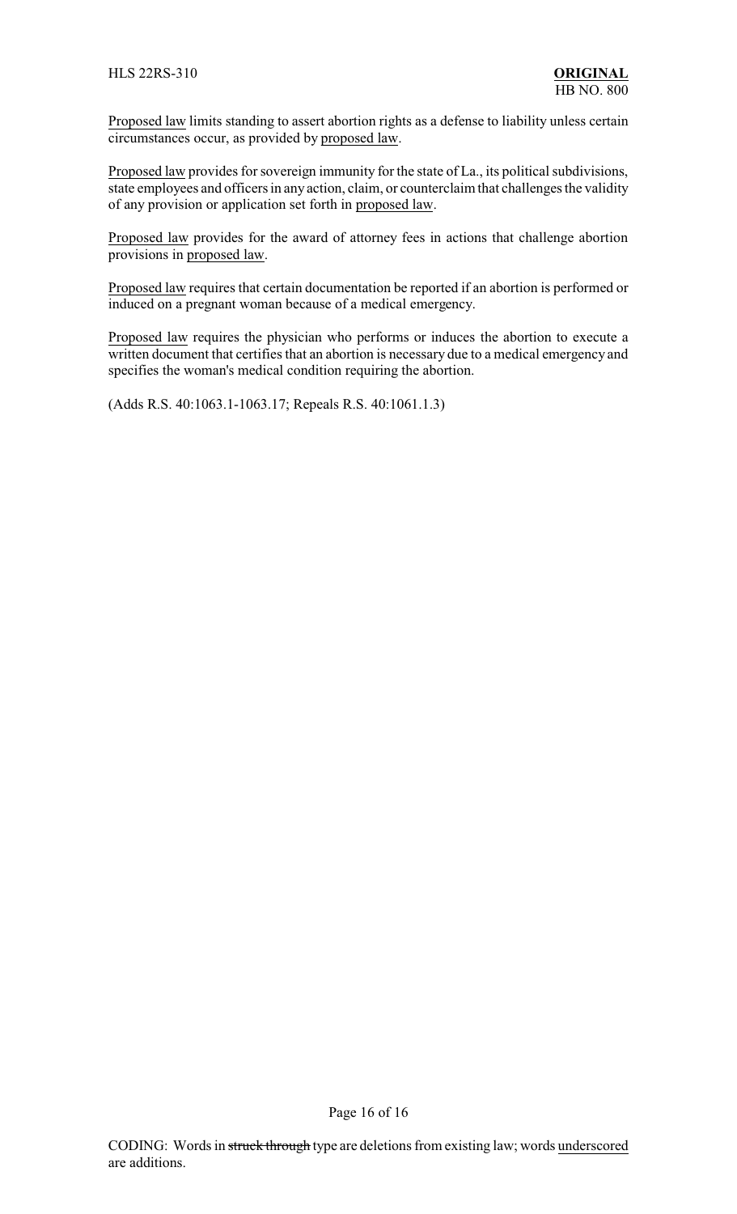Proposed law limits standing to assert abortion rights as a defense to liability unless certain circumstances occur, as provided by proposed law.

Proposed law provides for sovereign immunity for the state of La., its political subdivisions, state employees and officers in any action, claim, or counterclaim that challenges the validity of any provision or application set forth in proposed law.

Proposed law provides for the award of attorney fees in actions that challenge abortion provisions in proposed law.

Proposed law requires that certain documentation be reported if an abortion is performed or induced on a pregnant woman because of a medical emergency.

Proposed law requires the physician who performs or induces the abortion to execute a written document that certifies that an abortion is necessary due to a medical emergency and specifies the woman's medical condition requiring the abortion.

(Adds R.S. 40:1063.1-1063.17; Repeals R.S. 40:1061.1.3)